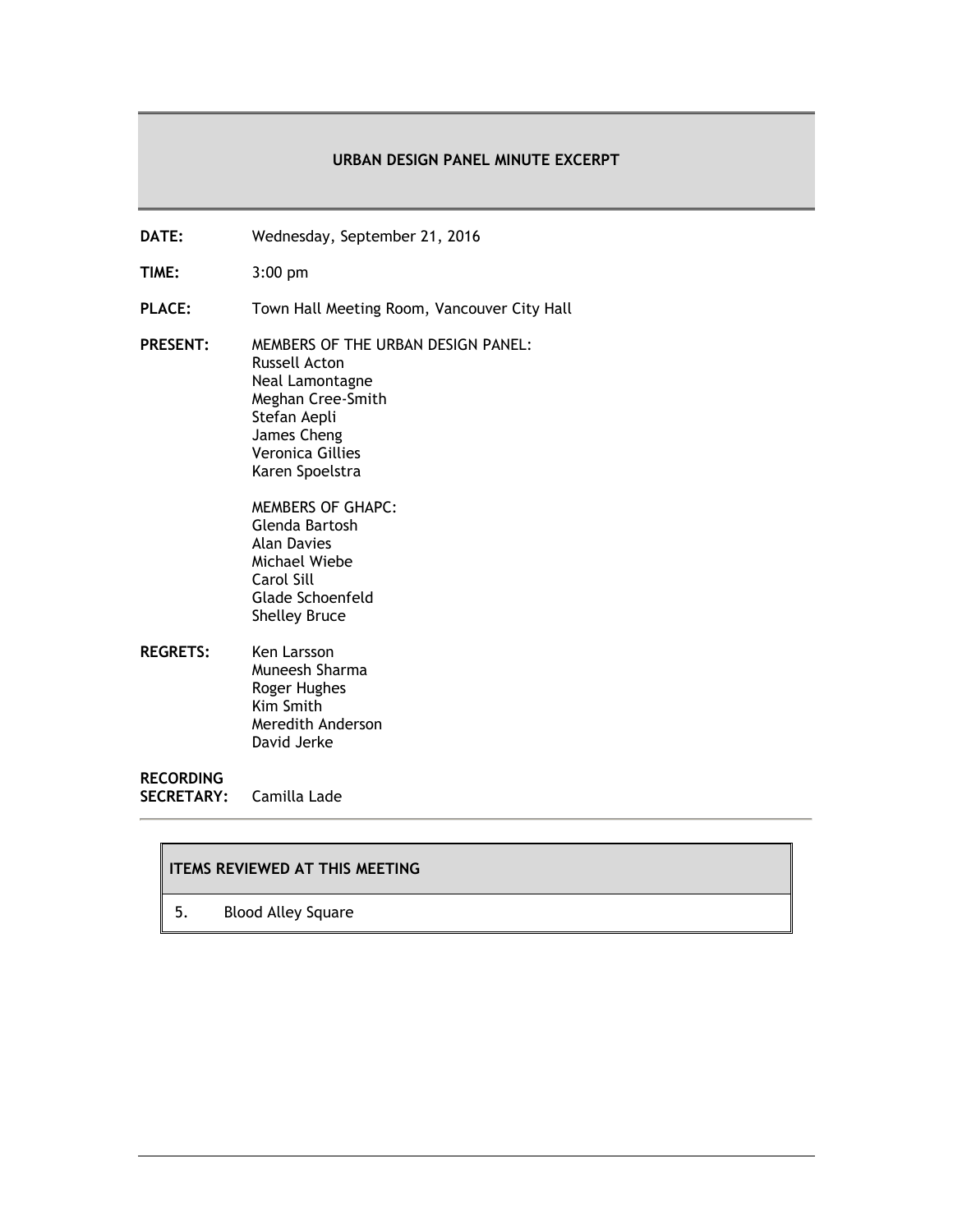# URBAN DESIGN PANEL MINUTE EXCERPT

**DATE:** Wednesday, September 21, 2016

**TIME:** 3:00 pm

**PLACE:** Town Hall Meeting Room, Vancouver City Hall

**PRESENT:** MEMBERS OF THE URBAN DESIGN PANEL:
Russell Acton
Neal Lamontagne
Meghan Cree-Smith
Stefan Aepli
James Cheng
Veronica Gillies
Karen Spoelstra

MEMBERS OF GHAPC:
Glenda Bartosh
Alan Davies
Michael Wiebe
Carol Sill
Glade Schoenfeld
Shelley Bruce

**REGRETS:** Ken Larsson
Muneesh Sharma
Roger Hughes
Kim Smith
Meredith Anderson
David Jerke

**RECORDING SECRETARY:** Camilla Lade

| ITEMS REVIEWED AT THIS MEETING | |
|---|---|
| 5. | Blood Alley Square |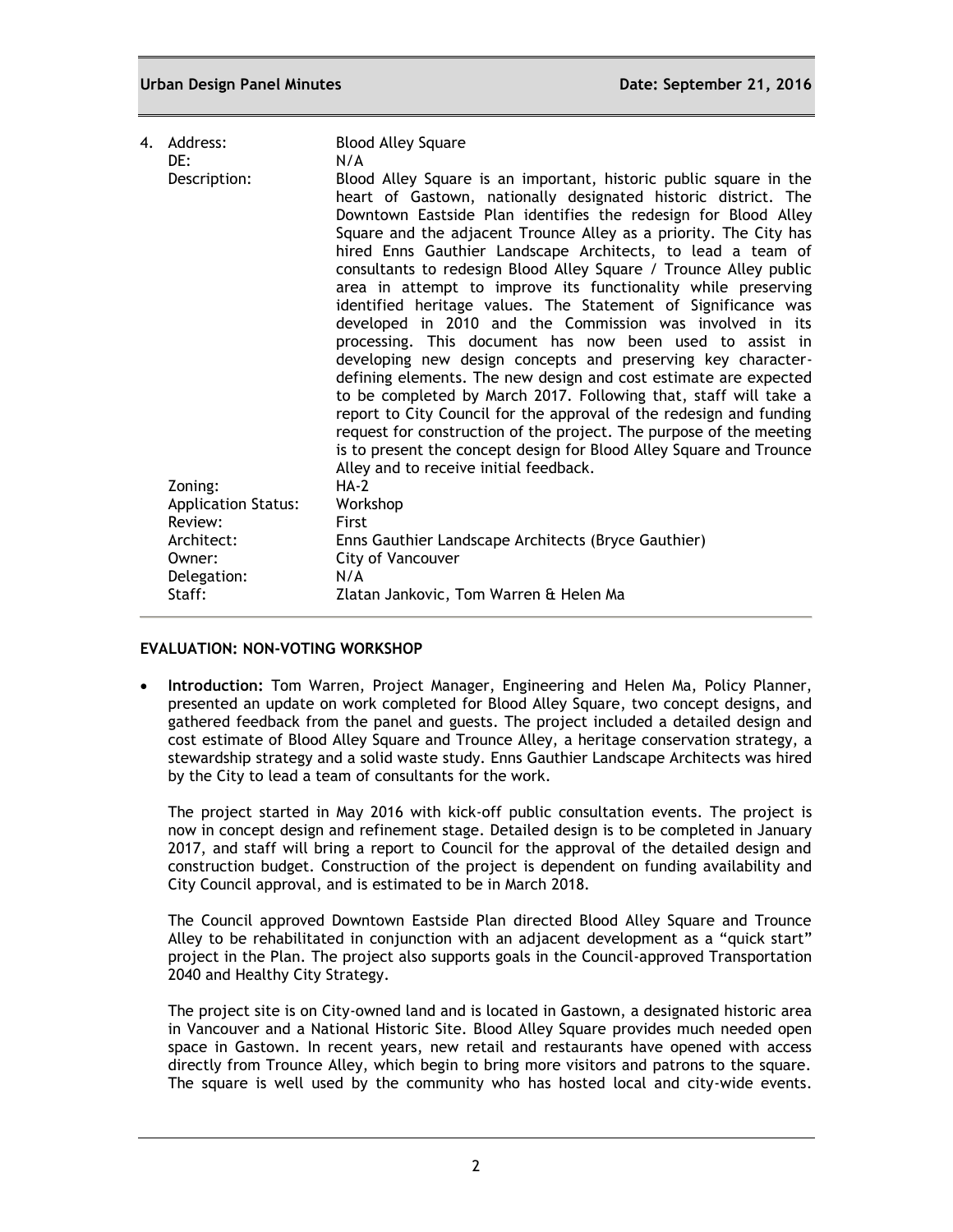4. 

| | |
|---|---|
| Address: | Blood Alley Square |
| DE: | N/A |
| Description: | Blood Alley Square is an important, historic public square in the heart of Gastown, nationally designated historic district. The Downtown Eastside Plan identifies the redesign for Blood Alley Square and the adjacent Trounce Alley as a priority. The City has hired Enns Gauthier Landscape Architects, to lead a team of consultants to redesign Blood Alley Square / Trounce Alley public area in attempt to improve its functionality while preserving identified heritage values. The Statement of Significance was developed in 2010 and the Commission was involved in its processing. This document has now been used to assist in developing new design concepts and preserving key character-defining elements. The new design and cost estimate are expected to be completed by March 2017. Following that, staff will take a report to City Council for the approval of the redesign and funding request for construction of the project. The purpose of the meeting is to present the concept design for Blood Alley Square and Trounce Alley and to receive initial feedback. |
| Zoning: | HA-2 |
| Application Status: | Workshop |
| Review: | First |
| Architect: | Enns Gauthier Landscape Architects (Bryce Gauthier) |
| Owner: | City of Vancouver |
| Delegation: | N/A |
| Staff: | Zlatan Jankovic, Tom Warren & Helen Ma |

**EVALUATION: NON-VOTING WORKSHOP**

- **Introduction:** Tom Warren, Project Manager, Engineering and Helen Ma, Policy Planner, presented an update on work completed for Blood Alley Square, two concept designs, and gathered feedback from the panel and guests. The project included a detailed design and cost estimate of Blood Alley Square and Trounce Alley, a heritage conservation strategy, a stewardship strategy and a solid waste study. Enns Gauthier Landscape Architects was hired by the City to lead a team of consultants for the work.

  The project started in May 2016 with kick-off public consultation events. The project is now in concept design and refinement stage. Detailed design is to be completed in January 2017, and staff will bring a report to Council for the approval of the detailed design and construction budget. Construction of the project is dependent on funding availability and City Council approval, and is estimated to be in March 2018.

  The Council approved Downtown Eastside Plan directed Blood Alley Square and Trounce Alley to be rehabilitated in conjunction with an adjacent development as a "quick start" project in the Plan. The project also supports goals in the Council-approved Transportation 2040 and Healthy City Strategy.

  The project site is on City-owned land and is located in Gastown, a designated historic area in Vancouver and a National Historic Site. Blood Alley Square provides much needed open space in Gastown. In recent years, new retail and restaurants have opened with access directly from Trounce Alley, which begin to bring more visitors and patrons to the square. The square is well used by the community who has hosted local and city-wide events.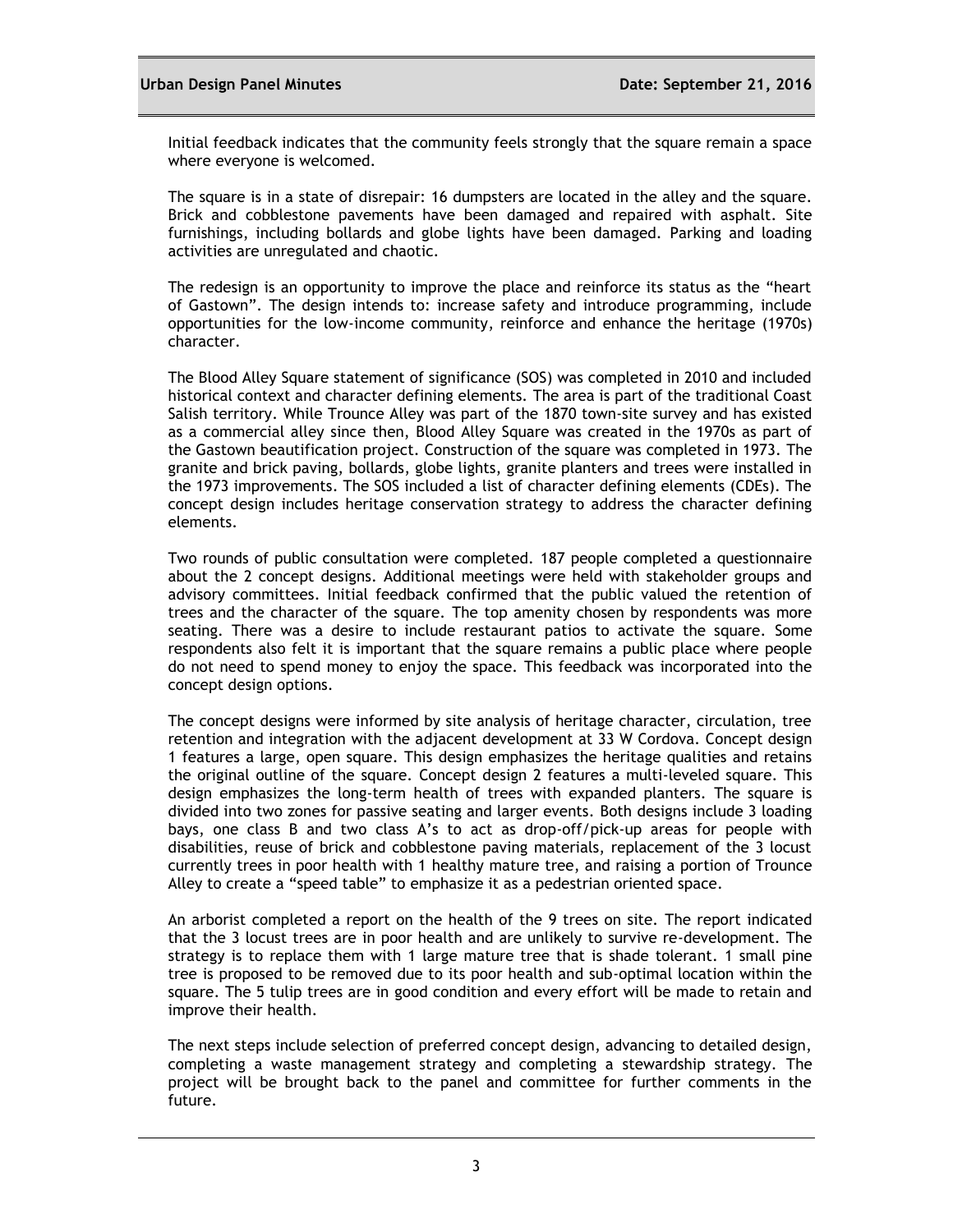Initial feedback indicates that the community feels strongly that the square remain a space where everyone is welcomed.

The square is in a state of disrepair: 16 dumpsters are located in the alley and the square. Brick and cobblestone pavements have been damaged and repaired with asphalt. Site furnishings, including bollards and globe lights have been damaged. Parking and loading activities are unregulated and chaotic.

The redesign is an opportunity to improve the place and reinforce its status as the "heart of Gastown". The design intends to: increase safety and introduce programming, include opportunities for the low-income community, reinforce and enhance the heritage (1970s) character.

The Blood Alley Square statement of significance (SOS) was completed in 2010 and included historical context and character defining elements. The area is part of the traditional Coast Salish territory. While Trounce Alley was part of the 1870 town-site survey and has existed as a commercial alley since then, Blood Alley Square was created in the 1970s as part of the Gastown beautification project. Construction of the square was completed in 1973. The granite and brick paving, bollards, globe lights, granite planters and trees were installed in the 1973 improvements. The SOS included a list of character defining elements (CDEs). The concept design includes heritage conservation strategy to address the character defining elements.

Two rounds of public consultation were completed. 187 people completed a questionnaire about the 2 concept designs. Additional meetings were held with stakeholder groups and advisory committees. Initial feedback confirmed that the public valued the retention of trees and the character of the square. The top amenity chosen by respondents was more seating. There was a desire to include restaurant patios to activate the square. Some respondents also felt it is important that the square remains a public place where people do not need to spend money to enjoy the space. This feedback was incorporated into the concept design options.

The concept designs were informed by site analysis of heritage character, circulation, tree retention and integration with the adjacent development at 33 W Cordova. Concept design 1 features a large, open square. This design emphasizes the heritage qualities and retains the original outline of the square. Concept design 2 features a multi-leveled square. This design emphasizes the long-term health of trees with expanded planters. The square is divided into two zones for passive seating and larger events. Both designs include 3 loading bays, one class B and two class A's to act as drop-off/pick-up areas for people with disabilities, reuse of brick and cobblestone paving materials, replacement of the 3 locust currently trees in poor health with 1 healthy mature tree, and raising a portion of Trounce Alley to create a "speed table" to emphasize it as a pedestrian oriented space.

An arborist completed a report on the health of the 9 trees on site. The report indicated that the 3 locust trees are in poor health and are unlikely to survive re-development. The strategy is to replace them with 1 large mature tree that is shade tolerant. 1 small pine tree is proposed to be removed due to its poor health and sub-optimal location within the square. The 5 tulip trees are in good condition and every effort will be made to retain and improve their health.

The next steps include selection of preferred concept design, advancing to detailed design, completing a waste management strategy and completing a stewardship strategy. The project will be brought back to the panel and committee for further comments in the future.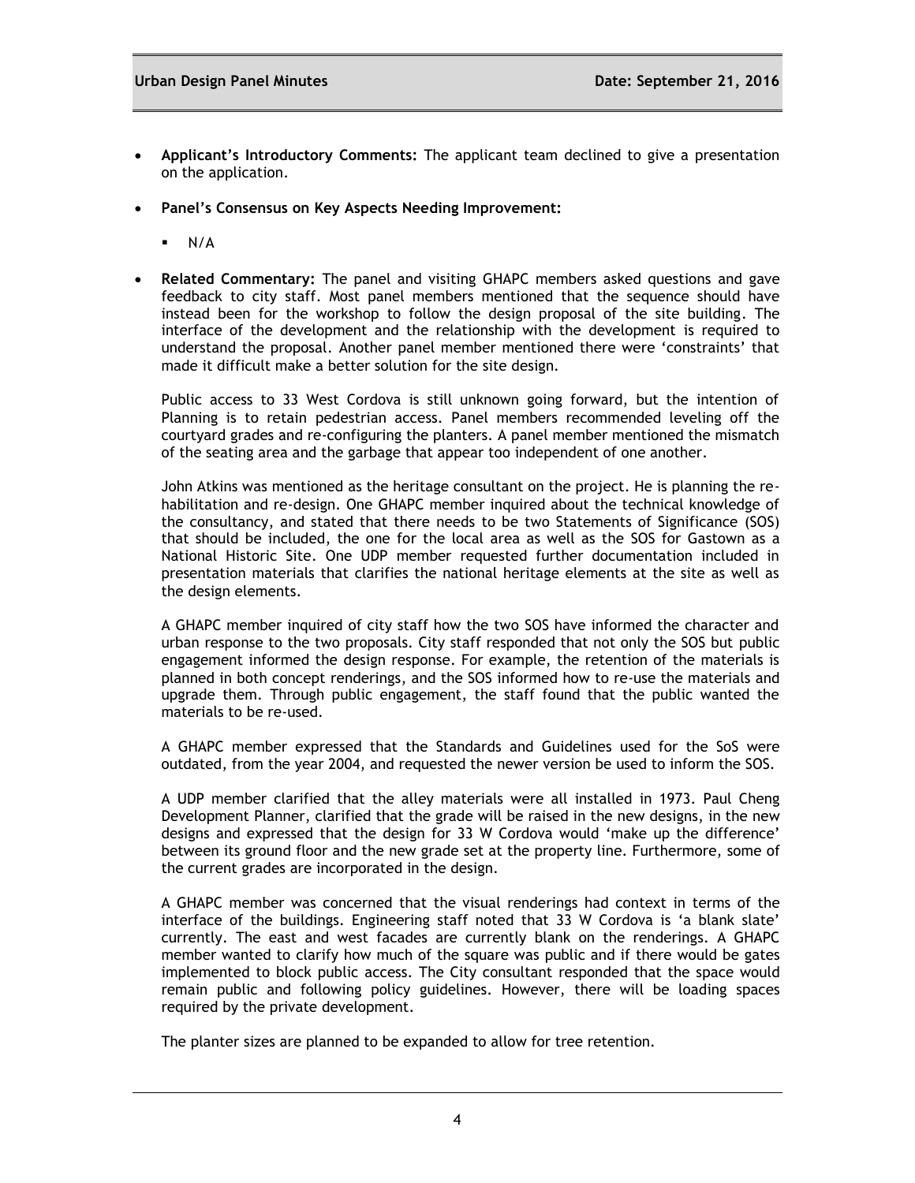- **Applicant's Introductory Comments:** The applicant team declined to give a presentation on the application.

- **Panel's Consensus on Key Aspects Needing Improvement:**

  - N/A

- **Related Commentary:** The panel and visiting GHAPC members asked questions and gave feedback to city staff. Most panel members mentioned that the sequence should have instead been for the workshop to follow the design proposal of the site building. The interface of the development and the relationship with the development is required to understand the proposal. Another panel member mentioned there were 'constraints' that made it difficult make a better solution for the site design.

  Public access to 33 West Cordova is still unknown going forward, but the intention of Planning is to retain pedestrian access. Panel members recommended leveling off the courtyard grades and re-configuring the planters. A panel member mentioned the mismatch of the seating area and the garbage that appear too independent of one another.

  John Atkins was mentioned as the heritage consultant on the project. He is planning the re-habilitation and re-design. One GHAPC member inquired about the technical knowledge of the consultancy, and stated that there needs to be two Statements of Significance (SOS) that should be included, the one for the local area as well as the SOS for Gastown as a National Historic Site. One UDP member requested further documentation included in presentation materials that clarifies the national heritage elements at the site as well as the design elements.

  A GHAPC member inquired of city staff how the two SOS have informed the character and urban response to the two proposals. City staff responded that not only the SOS but public engagement informed the design response. For example, the retention of the materials is planned in both concept renderings, and the SOS informed how to re-use the materials and upgrade them. Through public engagement, the staff found that the public wanted the materials to be re-used.

  A GHAPC member expressed that the Standards and Guidelines used for the SoS were outdated, from the year 2004, and requested the newer version be used to inform the SOS.

  A UDP member clarified that the alley materials were all installed in 1973. Paul Cheng Development Planner, clarified that the grade will be raised in the new designs, in the new designs and expressed that the design for 33 W Cordova would 'make up the difference' between its ground floor and the new grade set at the property line. Furthermore, some of the current grades are incorporated in the design.

  A GHAPC member was concerned that the visual renderings had context in terms of the interface of the buildings. Engineering staff noted that 33 W Cordova is 'a blank slate' currently. The east and west facades are currently blank on the renderings. A GHAPC member wanted to clarify how much of the square was public and if there would be gates implemented to block public access. The City consultant responded that the space would remain public and following policy guidelines. However, there will be loading spaces required by the private development.

  The planter sizes are planned to be expanded to allow for tree retention.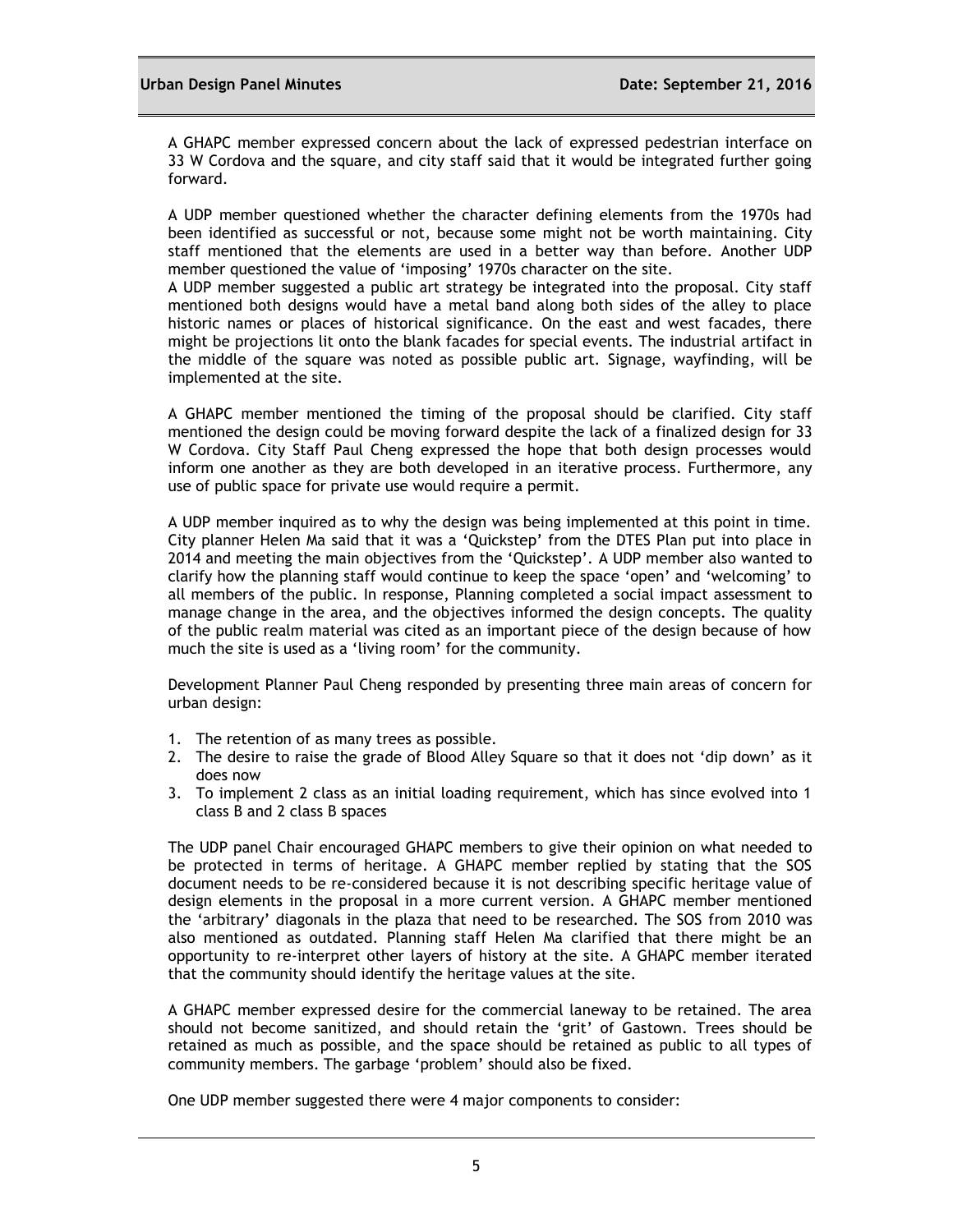A GHAPC member expressed concern about the lack of expressed pedestrian interface on 33 W Cordova and the square, and city staff said that it would be integrated further going forward.

A UDP member questioned whether the character defining elements from the 1970s had been identified as successful or not, because some might not be worth maintaining. City staff mentioned that the elements are used in a better way than before. Another UDP member questioned the value of 'imposing' 1970s character on the site.
A UDP member suggested a public art strategy be integrated into the proposal. City staff mentioned both designs would have a metal band along both sides of the alley to place historic names or places of historical significance. On the east and west facades, there might be projections lit onto the blank facades for special events. The industrial artifact in the middle of the square was noted as possible public art. Signage, wayfinding, will be implemented at the site.

A GHAPC member mentioned the timing of the proposal should be clarified. City staff mentioned the design could be moving forward despite the lack of a finalized design for 33 W Cordova. City Staff Paul Cheng expressed the hope that both design processes would inform one another as they are both developed in an iterative process. Furthermore, any use of public space for private use would require a permit.

A UDP member inquired as to why the design was being implemented at this point in time. City planner Helen Ma said that it was a 'Quickstep' from the DTES Plan put into place in 2014 and meeting the main objectives from the 'Quickstep'. A UDP member also wanted to clarify how the planning staff would continue to keep the space 'open' and 'welcoming' to all members of the public. In response, Planning completed a social impact assessment to manage change in the area, and the objectives informed the design concepts. The quality of the public realm material was cited as an important piece of the design because of how much the site is used as a 'living room' for the community.

Development Planner Paul Cheng responded by presenting three main areas of concern for urban design:

1. The retention of as many trees as possible.
2. The desire to raise the grade of Blood Alley Square so that it does not 'dip down' as it does now
3. To implement 2 class as an initial loading requirement, which has since evolved into 1 class B and 2 class B spaces

The UDP panel Chair encouraged GHAPC members to give their opinion on what needed to be protected in terms of heritage. A GHAPC member replied by stating that the SOS document needs to be re-considered because it is not describing specific heritage value of design elements in the proposal in a more current version. A GHAPC member mentioned the 'arbitrary' diagonals in the plaza that need to be researched. The SOS from 2010 was also mentioned as outdated. Planning staff Helen Ma clarified that there might be an opportunity to re-interpret other layers of history at the site. A GHAPC member iterated that the community should identify the heritage values at the site.

A GHAPC member expressed desire for the commercial laneway to be retained. The area should not become sanitized, and should retain the 'grit' of Gastown. Trees should be retained as much as possible, and the space should be retained as public to all types of community members. The garbage 'problem' should also be fixed.

One UDP member suggested there were 4 major components to consider: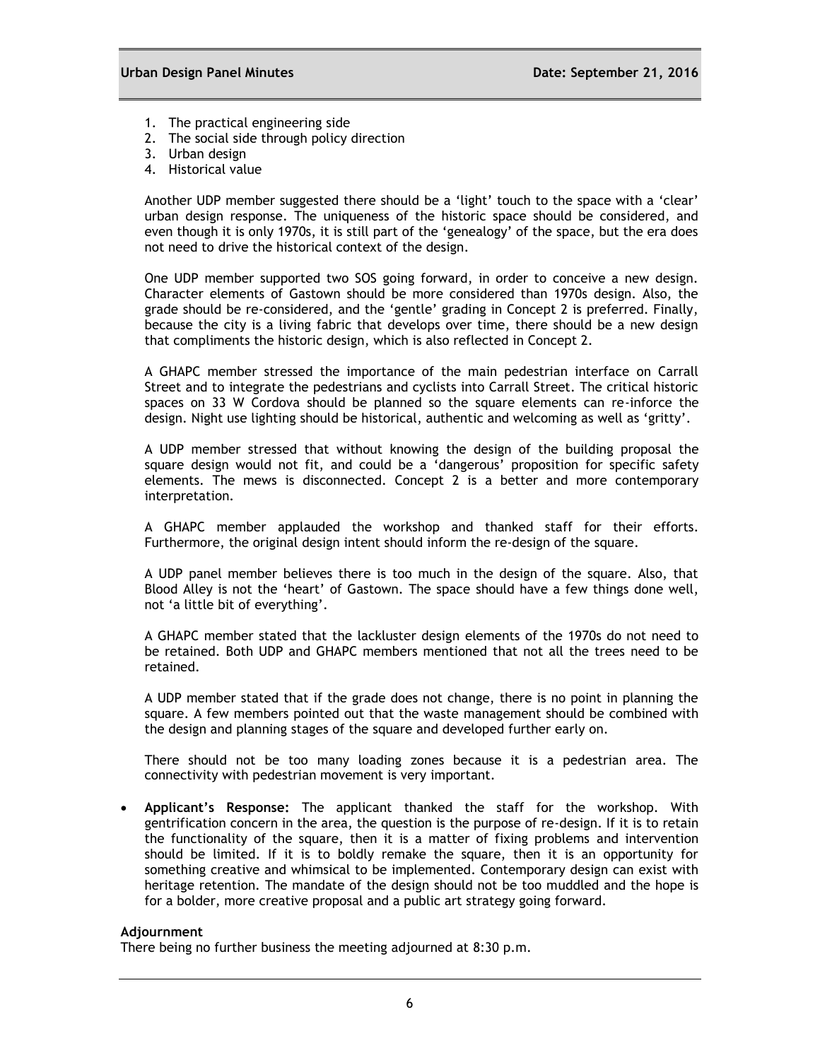1. The practical engineering side
2. The social side through policy direction
3. Urban design
4. Historical value

Another UDP member suggested there should be a 'light' touch to the space with a 'clear' urban design response. The uniqueness of the historic space should be considered, and even though it is only 1970s, it is still part of the 'genealogy' of the space, but the era does not need to drive the historical context of the design.

One UDP member supported two SOS going forward, in order to conceive a new design. Character elements of Gastown should be more considered than 1970s design. Also, the grade should be re-considered, and the 'gentle' grading in Concept 2 is preferred. Finally, because the city is a living fabric that develops over time, there should be a new design that compliments the historic design, which is also reflected in Concept 2.

A GHAPC member stressed the importance of the main pedestrian interface on Carrall Street and to integrate the pedestrians and cyclists into Carrall Street. The critical historic spaces on 33 W Cordova should be planned so the square elements can re-inforce the design. Night use lighting should be historical, authentic and welcoming as well as 'gritty'.

A UDP member stressed that without knowing the design of the building proposal the square design would not fit, and could be a 'dangerous' proposition for specific safety elements. The mews is disconnected. Concept 2 is a better and more contemporary interpretation.

A GHAPC member applauded the workshop and thanked staff for their efforts. Furthermore, the original design intent should inform the re-design of the square.

A UDP panel member believes there is too much in the design of the square. Also, that Blood Alley is not the 'heart' of Gastown. The space should have a few things done well, not 'a little bit of everything'.

A GHAPC member stated that the lackluster design elements of the 1970s do not need to be retained. Both UDP and GHAPC members mentioned that not all the trees need to be retained.

A UDP member stated that if the grade does not change, there is no point in planning the square. A few members pointed out that the waste management should be combined with the design and planning stages of the square and developed further early on.

There should not be too many loading zones because it is a pedestrian area. The connectivity with pedestrian movement is very important.

- **Applicant's Response:** The applicant thanked the staff for the workshop. With gentrification concern in the area, the question is the purpose of re-design. If it is to retain the functionality of the square, then it is a matter of fixing problems and intervention should be limited. If it is to boldly remake the square, then it is an opportunity for something creative and whimsical to be implemented. Contemporary design can exist with heritage retention. The mandate of the design should not be too muddled and the hope is for a bolder, more creative proposal and a public art strategy going forward.

**Adjournment**
There being no further business the meeting adjourned at 8:30 p.m.